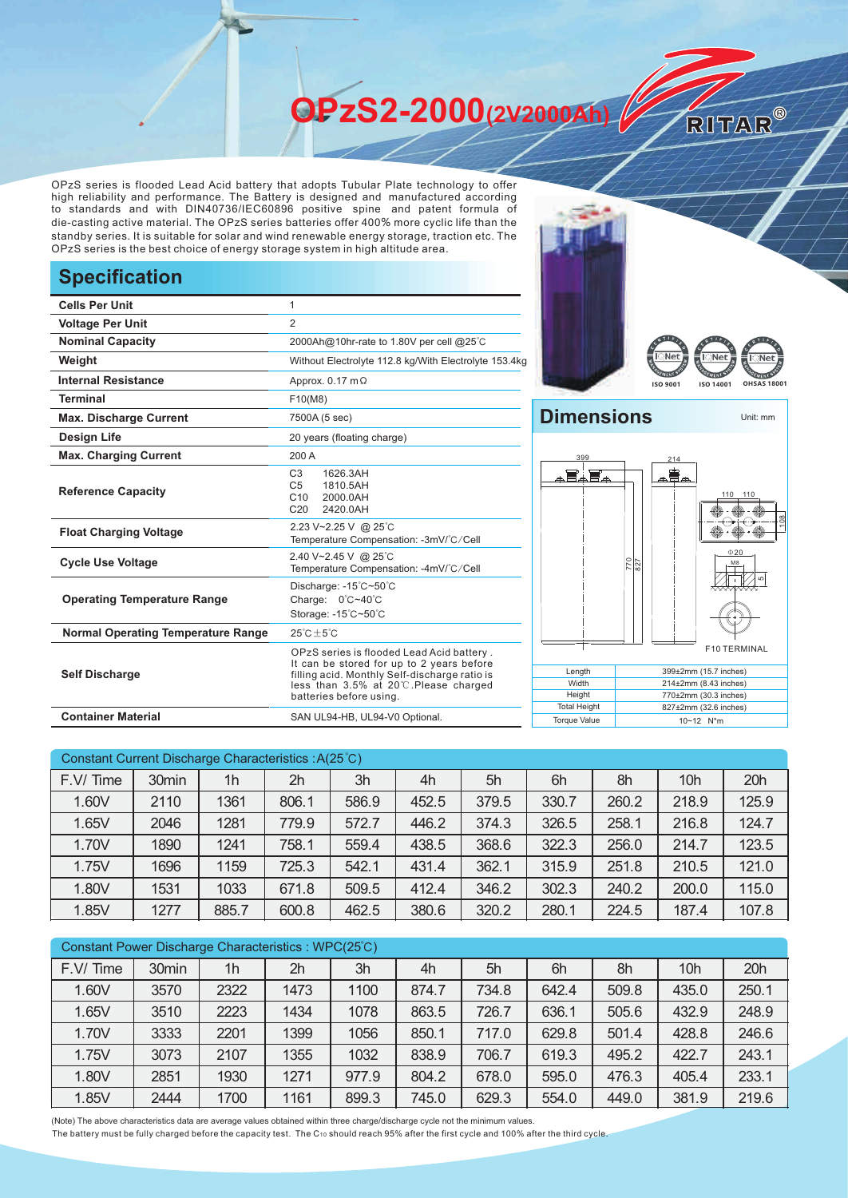# OPzS2-2000(2V2000Ah)

RITAR®

OPzS series is flooded Lead Acid battery that adopts Tubular Plate technology to offer high reliability and performance. The Battery is designed and manufactured according to standards and with DIN40736/IEC60896 positive spine and patent formula of die-casting active material. The OPzS series batteries offer 400% more cyclic life than the standby series. It is suitable for solar and wind renewable energy storage, traction etc. The OPzS series is the best choice of energy storage system in high altitude area.

ISO 9001 ISO 14001 OHSAS 18001

## Specification

| | |
|---|---|
| **Cells Per Unit** | 1 |
| **Voltage Per Unit** | 2 |
| **Nominal Capacity** | 2000Ah@10hr-rate to 1.80V per cell @25℃ |
| **Weight** | Without Electrolyte 112.8 kg/With Electrolyte 153.4kg |
| **Internal Resistance** | Approx. 0.17 mΩ |
| **Terminal** | F10(M8) |
| **Max. Discharge Current** | 7500A (5 sec) |
| **Design Life** | 20 years (floating charge) |
| **Max. Charging Current** | 200 A |
| **Reference Capacity** | C3 1626.3AH<br>C5 1810.5AH<br>C10 2000.0AH<br>C20 2420.0AH |
| **Float Charging Voltage** | 2.23 V~2.25 V @ 25℃<br>Temperature Compensation: -3mV/℃/Cell |
| **Cycle Use Voltage** | 2.40 V~2.45 V @ 25℃<br>Temperature Compensation: -4mV/℃/Cell |
| **Operating Temperature Range** | Discharge: -15℃~50℃<br>Charge: 0℃~40℃<br>Storage: -15℃~50℃ |
| **Normal Operating Temperature Range** | 25℃±5℃ |
| **Self Discharge** | OPzS series is flooded Lead Acid battery. It can be stored for up to 2 years before filling acid. Monthly Self-discharge ratio is less than 3.5% at 20℃.Please charged batteries before using. |
| **Container Material** | SAN UL94-HB, UL94-V0 Optional. |

## Dimensions

Unit: mm

399, 214, 110, 110, 108, 770, 827, Φ20, M8, 5

F10 TERMINAL

| | |
|---|---|
| Length | 399±2mm (15.7 inches) |
| Width | 214±2mm (8.43 inches) |
| Height | 770±2mm (30.3 inches) |
| Total Height | 827±2mm (32.6 inches) |
| Torque Value | 10~12 N*m |

Constant Current Discharge Characteristics : A(25℃)

| F.V/ Time | 30min | 1h | 2h | 3h | 4h | 5h | 6h | 8h | 10h | 20h |
|---|---|---|---|---|---|---|---|---|---|---|
| 1.60V | 2110 | 1361 | 806.1 | 586.9 | 452.5 | 379.5 | 330.7 | 260.2 | 218.9 | 125.9 |
| 1.65V | 2046 | 1281 | 779.9 | 572.7 | 446.2 | 374.3 | 326.5 | 258.1 | 216.8 | 124.7 |
| 1.70V | 1890 | 1241 | 758.1 | 559.4 | 438.5 | 368.6 | 322.3 | 256.0 | 214.7 | 123.5 |
| 1.75V | 1696 | 1159 | 725.3 | 542.1 | 431.4 | 362.1 | 315.9 | 251.8 | 210.5 | 121.0 |
| 1.80V | 1531 | 1033 | 671.8 | 509.5 | 412.4 | 346.2 | 302.3 | 240.2 | 200.0 | 115.0 |
| 1.85V | 1277 | 885.7 | 600.8 | 462.5 | 380.6 | 320.2 | 280.1 | 224.5 | 187.4 | 107.8 |

Constant Power Discharge Characteristics : WPC(25℃)

| F.V/ Time | 30min | 1h | 2h | 3h | 4h | 5h | 6h | 8h | 10h | 20h |
|---|---|---|---|---|---|---|---|---|---|---|
| 1.60V | 3570 | 2322 | 1473 | 1100 | 874.7 | 734.8 | 642.4 | 509.8 | 435.0 | 250.1 |
| 1.65V | 3510 | 2223 | 1434 | 1078 | 863.5 | 726.7 | 636.1 | 505.6 | 432.9 | 248.9 |
| 1.70V | 3333 | 2201 | 1399 | 1056 | 850.1 | 717.0 | 629.8 | 501.4 | 428.8 | 246.6 |
| 1.75V | 3073 | 2107 | 1355 | 1032 | 838.9 | 706.7 | 619.3 | 495.2 | 422.7 | 243.1 |
| 1.80V | 2851 | 1930 | 1271 | 977.9 | 804.2 | 678.0 | 595.0 | 476.3 | 405.4 | 233.1 |
| 1.85V | 2444 | 1700 | 1161 | 899.3 | 745.0 | 629.3 | 554.0 | 449.0 | 381.9 | 219.6 |

(Note) The above characteristics data are average values obtained within three charge/discharge cycle not the minimum values.
The battery must be fully charged before the capacity test. The $C_{10}$ should reach 95% after the first cycle and 100% after the third cycle.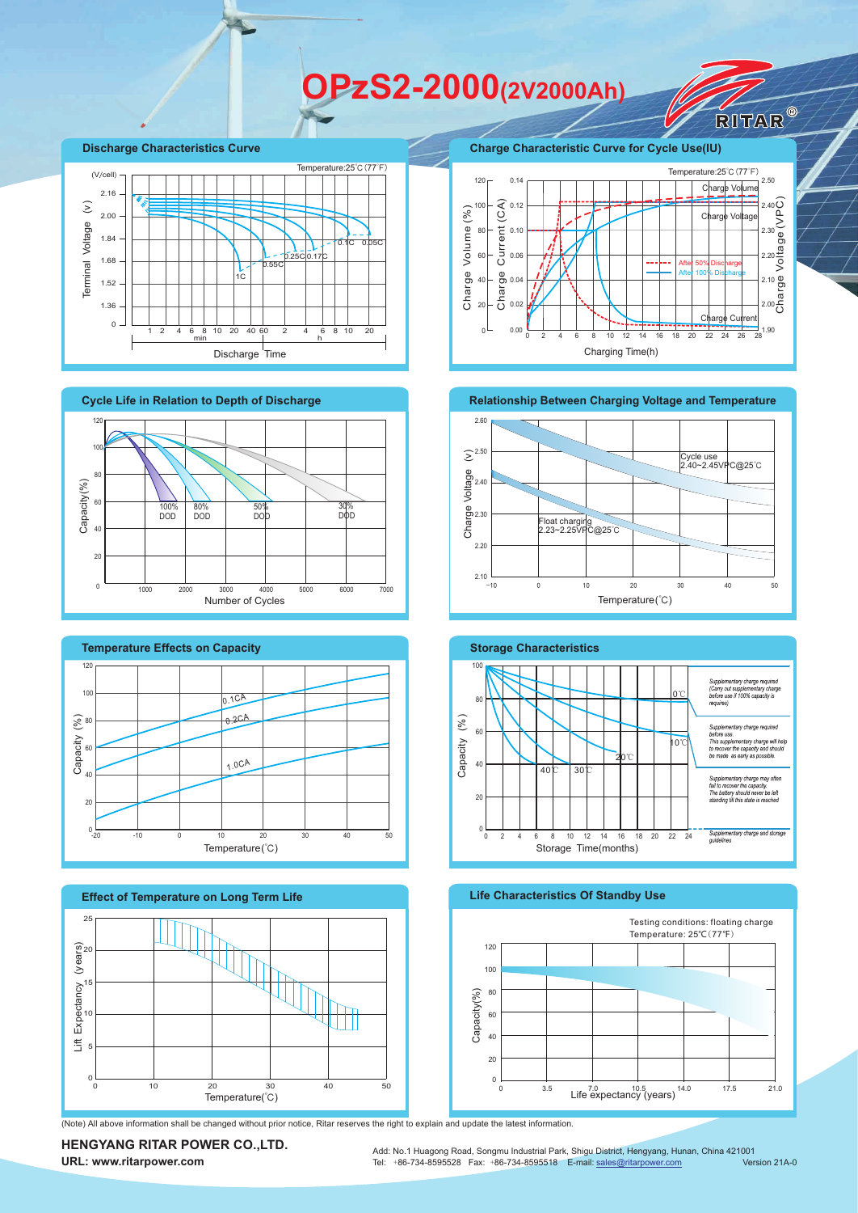# OPzS2-2000(2V2000Ah)

RITAR®

## Discharge Characteristics Curve

Temperature:25°C (77°F)

(V/cell)

Terminal Voltage (v)

2.16
2.00
1.84
1.68
1.52
1.36
0

1 2 4 6 8 10 20 40 60 2 4 6 8 10 20

min h

Discharge Time

1C 0.55C 0.25C 0.17C 0.1C 0.05C

## Charge Characteristic Curve for Cycle Use(IU)

Temperature:25°C (77°F)

Charge Volume (%)

Charge Current (CA)

Charge Voltage (VPC)

120 100 80 60 40 20 0

0.14 0.12 0.10 0.08 0.06 0.04 0.02 0.00

2.50 2.40 2.30 2.20 2.10 2.00 1.90

0 2 4 6 8 10 12 14 16 18 20 22 24 26 28

Charging Time(h)

Charge Volume

Charge Voltage

Charge Current

After 50% Discharge

After 100% Discharge

## Cycle Life in Relation to Depth of Discharge

Capacity(%)

120 100 80 60 40 20 0

1000 2000 3000 4000 5000 6000 7000

Number of Cycles

100% DOD

80% DOD

50% DOD

30% DOD

## Relationship Between Charging Voltage and Temperature

Charge Voltage (v)

2.60 2.50 2.40 2.30 2.20 2.10

−10 0 10 20 30 40 50

Temperature(°C)

Cycle use
2.40~2.45VPC@25°C

Float charging
2.23~2.25VPC@25°C

## Temperature Effects on Capacity

Capacity (%)

120 100 80 60 40 20 0

-20 -10 0 10 20 30 40 50

Temperature(°C)

0.1CA

0.2CA

1.0CA

## Storage Characteristics

Capacity (%)

100 80 60 40 20 0

0 2 4 6 8 10 12 14 16 18 20 22 24

Storage Time(months)

0°C 10°C 20°C 30°C 40°C

Supplementary charge required
(Carry out supplementary charge before use if 100% capacity is requires)

Supplementary charge required before use.
This supplementary charge will help to recover the capacity and should be made as early as possible.

Supplementary charge may often fail to recover the capacity.
The battery should never be left standing till this state is reached

Supplementary charge and storage guidelines

## Effect of Temperature on Long Term Life

Lift Expectancy (years)

25 20 15 10 5 0

0 10 20 30 40 50

Temperature(°C)

## Life Characteristics Of Standby Use

Testing conditions: floating charge
Temperature: 25℃(77℉)

Capacity(%)

120 100 80 60 40 20 0

0 3.5 7.0 10.5 14.0 17.5 21.0

Life expectancy (years)

(Note) All above information shall be changed without prior notice, Ritar reserves the right to explain and update the latest information.

**HENGYANG RITAR POWER CO.,LTD.**
**URL: www.ritarpower.com**

Add: No.1 Huagong Road, Songmu Industrial Park, Shigu District, Hengyang, Hunan, China 421001
Tel: +86-734-8595528 Fax: +86-734-8595518 E-mail: sales@ritarpower.com

Version 21A-0